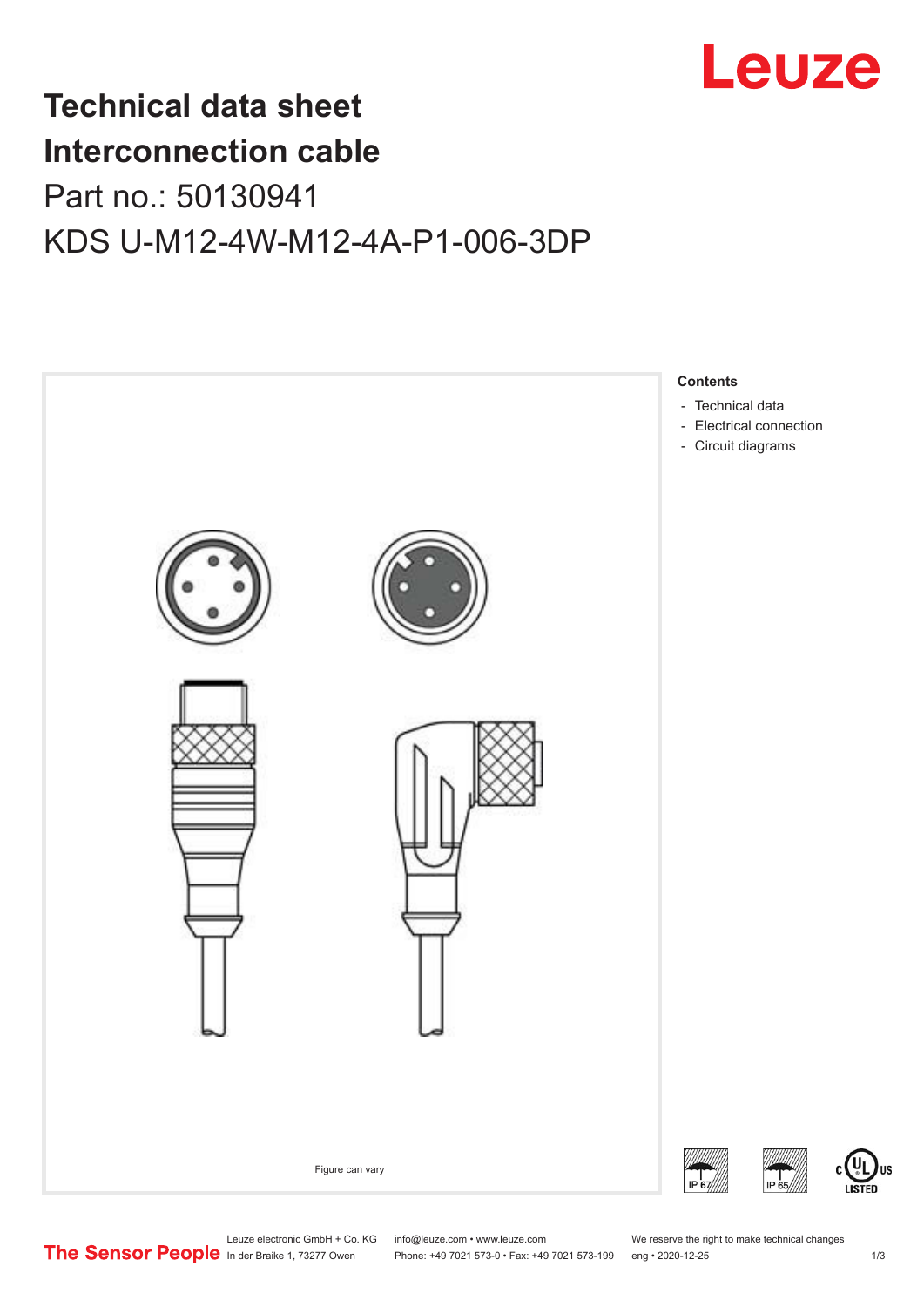# Technical data sheet
# Interconnection cable

Part no.: 50130941

KDS U-M12-4W-M12-4A-P1-006-3DP

**Contents**

- Technical data
- Electrical connection
- Circuit diagrams

Figure can vary

IP 67 IP 65 c UL US LISTED

Leuze electronic GmbH + Co. KG
In der Braike 1, 73277 Owen

info@leuze.com • www.leuze.com
Phone: +49 7021 573-0 • Fax: +49 7021 573-199

We reserve the right to make technical changes
eng • 2020-12-25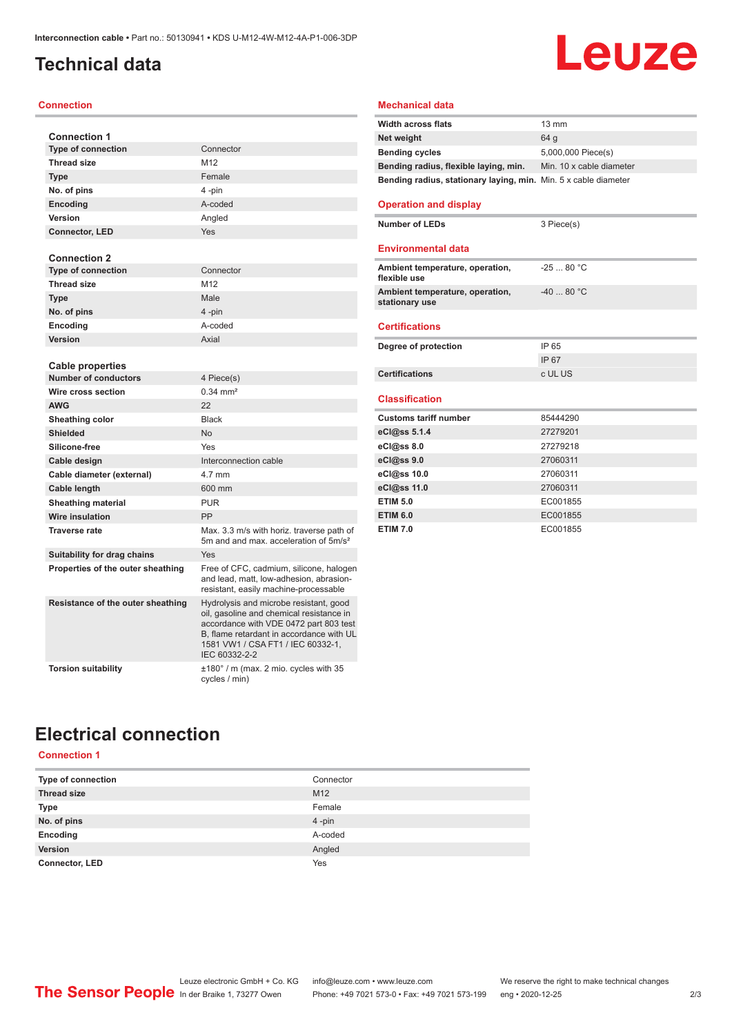# Technical data

## Connection

### Connection 1

| | |
|---|---|
| Type of connection | Connector |
| Thread size | M12 |
| Type | Female |
| No. of pins | 4 -pin |
| Encoding | A-coded |
| Version | Angled |
| Connector, LED | Yes |

### Connection 2

| | |
|---|---|
| Type of connection | Connector |
| Thread size | M12 |
| Type | Male |
| No. of pins | 4 -pin |
| Encoding | A-coded |
| Version | Axial |

### Cable properties

| | |
|---|---|
| Number of conductors | 4 Piece(s) |
| Wire cross section | 0.34 mm² |
| AWG | 22 |
| Sheathing color | Black |
| Shielded | No |
| Silicone-free | Yes |
| Cable design | Interconnection cable |
| Cable diameter (external) | 4.7 mm |
| Cable length | 600 mm |
| Sheathing material | PUR |
| Wire insulation | PP |
| Traverse rate | Max. 3.3 m/s with horiz. traverse path of 5m and and max. acceleration of 5m/s² |
| Suitability for drag chains | Yes |
| Properties of the outer sheathing | Free of CFC, cadmium, silicone, halogen and lead, matt, low-adhesion, abrasion-resistant, easily machine-processable |
| Resistance of the outer sheathing | Hydrolysis and microbe resistant, good oil, gasoline and chemical resistance in accordance with VDE 0472 part 803 test B, flame retardant in accordance with UL 1581 VW1 / CSA FT1 / IEC 60332-1, IEC 60332-2-2 |
| Torsion suitability | ±180° / m (max. 2 mio. cycles with 35 cycles / min) |

## Mechanical data

| | |
|---|---|
| Width across flats | 13 mm |
| Net weight | 64 g |
| Bending cycles | 5,000,000 Piece(s) |
| Bending radius, flexible laying, min. | Min. 10 x cable diameter |
| Bending radius, stationary laying, min. | Min. 5 x cable diameter |

## Operation and display

| | |
|---|---|
| Number of LEDs | 3 Piece(s) |

## Environmental data

| | |
|---|---|
| Ambient temperature, operation, flexible use | -25 ... 80 °C |
| Ambient temperature, operation, stationary use | -40 ... 80 °C |

## Certifications

| | |
|---|---|
| Degree of protection | IP 65 |
| | IP 67 |
| Certifications | c UL US |

## Classification

| | |
|---|---|
| Customs tariff number | 85444290 |
| eCl@ss 5.1.4 | 27279201 |
| eCl@ss 8.0 | 27279218 |
| eCl@ss 9.0 | 27060311 |
| eCl@ss 10.0 | 27060311 |
| eCl@ss 11.0 | 27060311 |
| ETIM 5.0 | EC001855 |
| ETIM 6.0 | EC001855 |
| ETIM 7.0 | EC001855 |

# Electrical connection

## Connection 1

| | |
|---|---|
| Type of connection | Connector |
| Thread size | M12 |
| Type | Female |
| No. of pins | 4 -pin |
| Encoding | A-coded |
| Version | Angled |
| Connector, LED | Yes |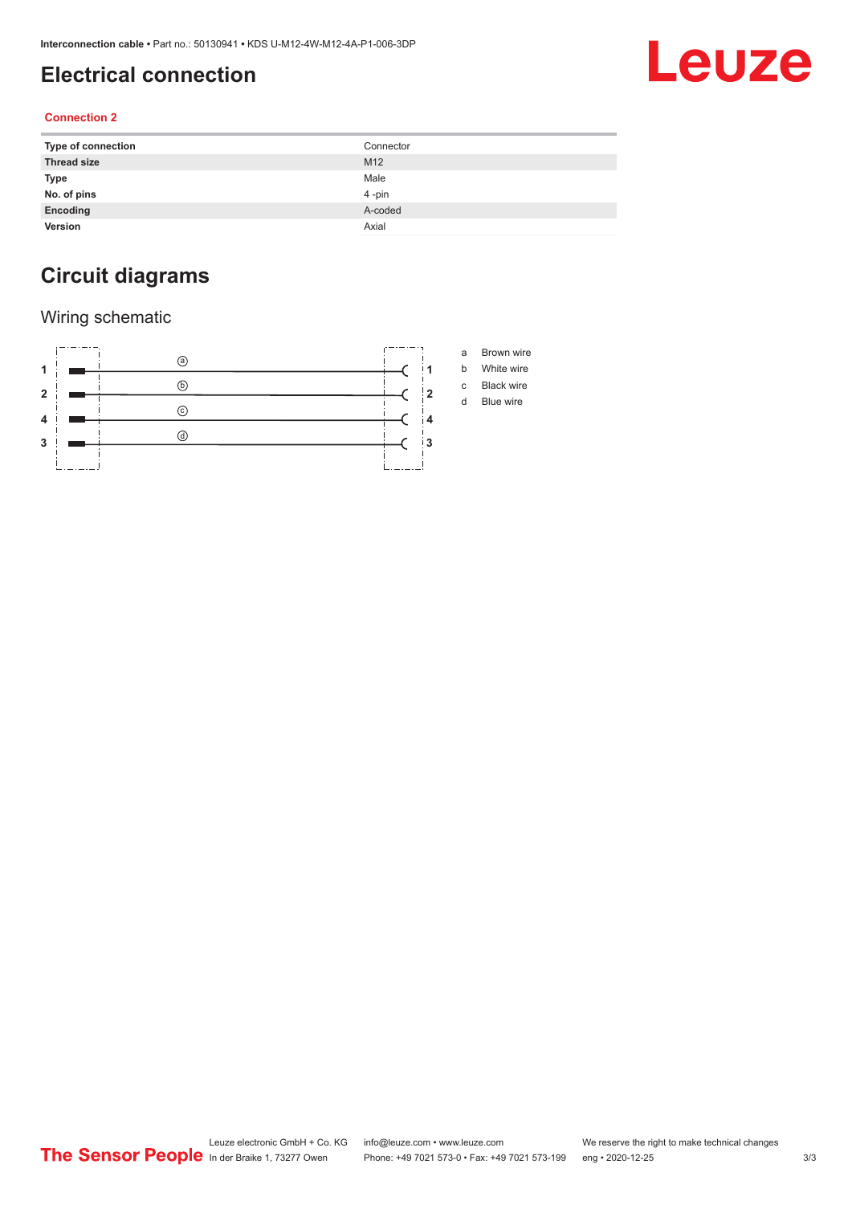# Electrical connection

**Connection 2**

| | |
|---|---|
| **Type of connection** | Connector |
| **Thread size** | M12 |
| **Type** | Male |
| **No. of pins** | 4 -pin |
| **Encoding** | A-coded |
| **Version** | Axial |

# Circuit diagrams

## Wiring schematic

1
2
4
3
a
b
c
d
1
2
4
3

a Brown wire
b White wire
c Black wire
d Blue wire